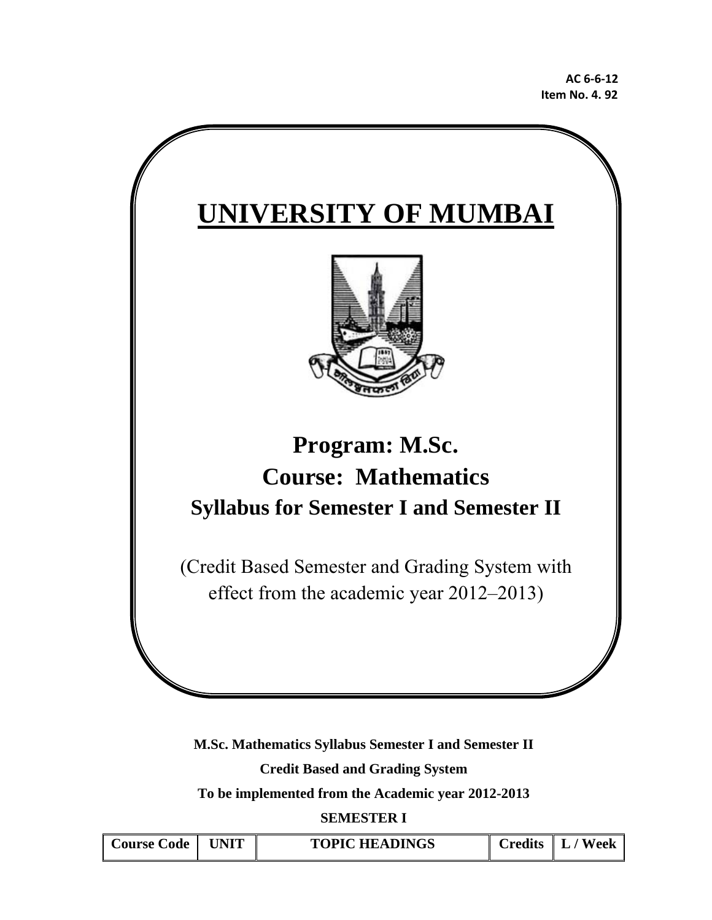AC 6-6-12
Item No. 4. 92

# UNIVERSITY OF MUMBAI

## Program: M.Sc.
## Course: Mathematics
## Syllabus for Semester I and Semester II

(Credit Based Semester and Grading System with effect from the academic year 2012–2013)

**M.Sc. Mathematics Syllabus Semester I and Semester II**

**Credit Based and Grading System**

**To be implemented from the Academic year 2012-2013**

**SEMESTER I**

| Course Code | UNIT | TOPIC HEADINGS | Credits | L / Week |
|---|---|---|---|---|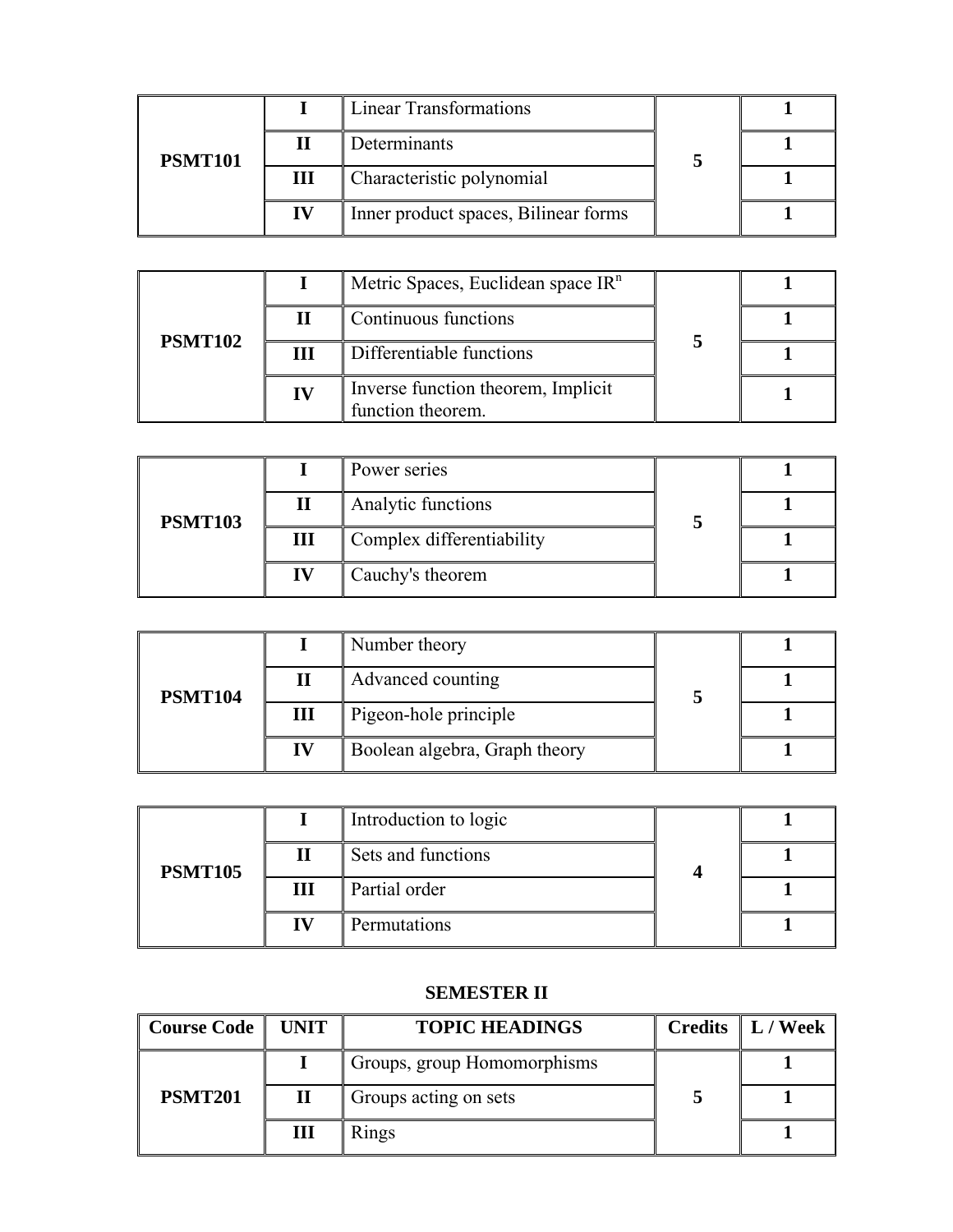| | | | | |
|---|---|---|---|---|
| **PSMT101** | **I** | Linear Transformations | **5** | **1** |
| | **II** | Determinants | | **1** |
| | **III** | Characteristic polynomial | | **1** |
| | **IV** | Inner product spaces, Bilinear forms | | **1** |

| | | | | |
|---|---|---|---|---|
| **PSMT102** | **I** | Metric Spaces, Euclidean space $IR^n$ | **5** | **1** |
| | **II** | Continuous functions | | **1** |
| | **III** | Differentiable functions | | **1** |
| | **IV** | Inverse function theorem, Implicit function theorem. | | **1** |

| | | | | |
|---|---|---|---|---|
| **PSMT103** | **I** | Power series | **5** | **1** |
| | **II** | Analytic functions | | **1** |
| | **III** | Complex differentiability | | **1** |
| | **IV** | Cauchy's theorem | | **1** |

| | | | | |
|---|---|---|---|---|
| **PSMT104** | **I** | Number theory | **5** | **1** |
| | **II** | Advanced counting | | **1** |
| | **III** | Pigeon-hole principle | | **1** |
| | **IV** | Boolean algebra, Graph theory | | **1** |

| | | | | |
|---|---|---|---|---|
| **PSMT105** | **I** | Introduction to logic | **4** | **1** |
| | **II** | Sets and functions | | **1** |
| | **III** | Partial order | | **1** |
| | **IV** | Permutations | | **1** |

## SEMESTER II

| Course Code | UNIT | TOPIC HEADINGS | Credits | L / Week |
|---|---|---|---|---|
| **PSMT201** | **I** | Groups, group Homomorphisms | **5** | **1** |
| | **II** | Groups acting on sets | | **1** |
| | **III** | Rings | | **1** |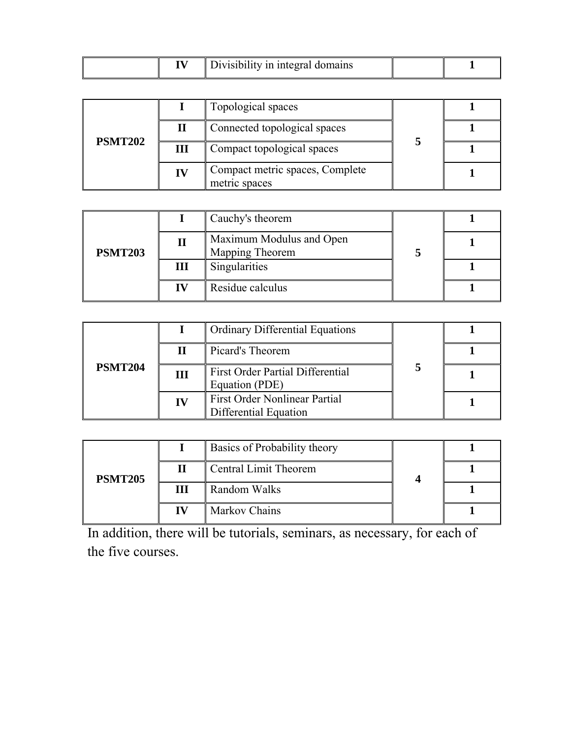| | | | | |
|---|---|---|---|---|
| | **IV** | Divisibility in integral domains | | **1** |

| | | | | |
|---|---|---|---|---|
| **PSMT202** | **I** | Topological spaces | **5** | **1** |
| | **II** | Connected topological spaces | | **1** |
| | **III** | Compact topological spaces | | **1** |
| | **IV** | Compact metric spaces, Complete metric spaces | | **1** |

| | | | | |
|---|---|---|---|---|
| **PSMT203** | **I** | Cauchy's theorem | **5** | **1** |
| | **II** | Maximum Modulus and Open Mapping Theorem | | **1** |
| | **III** | Singularities | | **1** |
| | **IV** | Residue calculus | | **1** |

| | | | | |
|---|---|---|---|---|
| **PSMT204** | **I** | Ordinary Differential Equations | **5** | **1** |
| | **II** | Picard's Theorem | | **1** |
| | **III** | First Order Partial Differential Equation (PDE) | | **1** |
| | **IV** | First Order Nonlinear Partial Differential Equation | | **1** |

| | | | | |
|---|---|---|---|---|
| **PSMT205** | **I** | Basics of Probability theory | **4** | **1** |
| | **II** | Central Limit Theorem | | **1** |
| | **III** | Random Walks | | **1** |
| | **IV** | Markov Chains | | **1** |

In addition, there will be tutorials, seminars, as necessary, for each of the five courses.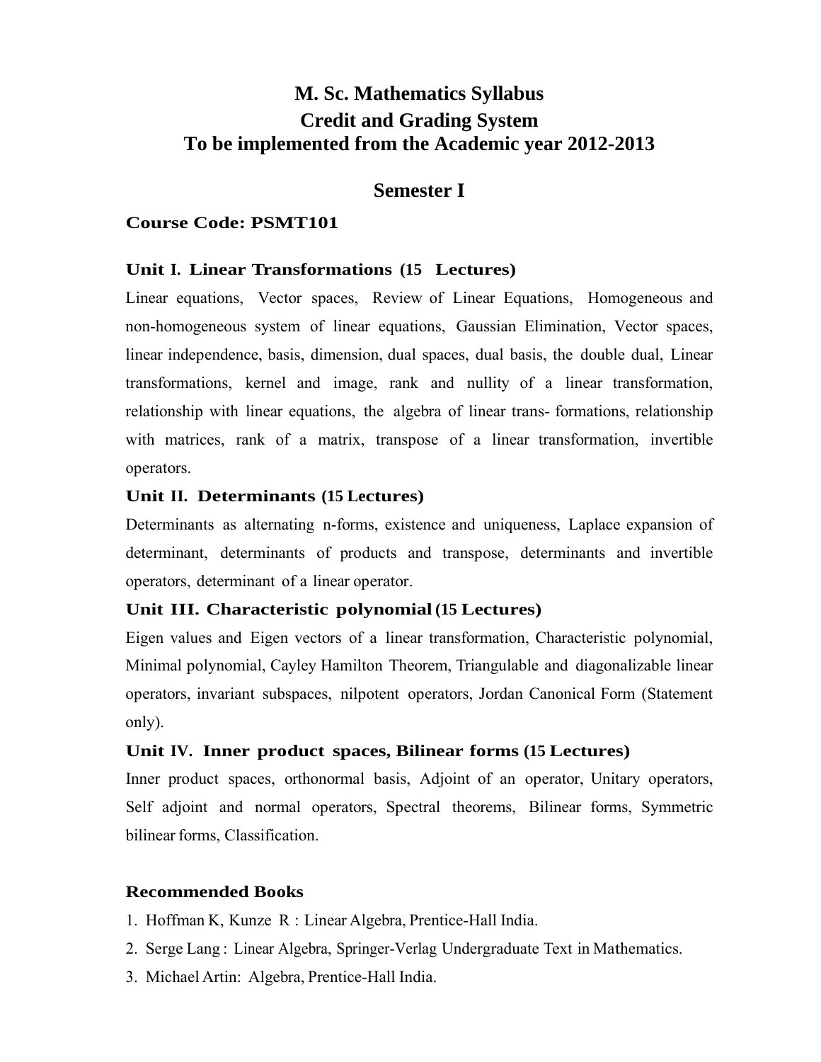# M. Sc. Mathematics Syllabus
# Credit and Grading System
# To be implemented from the Academic year 2012-2013

## Semester I

### Course Code: PSMT101

**Unit I. Linear Transformations (15 Lectures)**

Linear equations, Vector spaces, Review of Linear Equations, Homogeneous and non-homogeneous system of linear equations, Gaussian Elimination, Vector spaces, linear independence, basis, dimension, dual spaces, dual basis, the double dual, Linear transformations, kernel and image, rank and nullity of a linear transformation, relationship with linear equations, the algebra of linear trans- formations, relationship with matrices, rank of a matrix, transpose of a linear transformation, invertible operators.

**Unit II. Determinants (15 Lectures)**

Determinants as alternating n-forms, existence and uniqueness, Laplace expansion of determinant, determinants of products and transpose, determinants and invertible operators, determinant of a linear operator.

**Unit III. Characteristic polynomial (15 Lectures)**

Eigen values and Eigen vectors of a linear transformation, Characteristic polynomial, Minimal polynomial, Cayley Hamilton Theorem, Triangulable and diagonalizable linear operators, invariant subspaces, nilpotent operators, Jordan Canonical Form (Statement only).

**Unit IV. Inner product spaces, Bilinear forms (15 Lectures)**

Inner product spaces, orthonormal basis, Adjoint of an operator, Unitary operators, Self adjoint and normal operators, Spectral theorems, Bilinear forms, Symmetric bilinear forms, Classification.

**Recommended Books**

1. Hoffman K, Kunze R : Linear Algebra, Prentice-Hall India.
2. Serge Lang : Linear Algebra, Springer-Verlag Undergraduate Text in Mathematics.
3. Michael Artin: Algebra, Prentice-Hall India.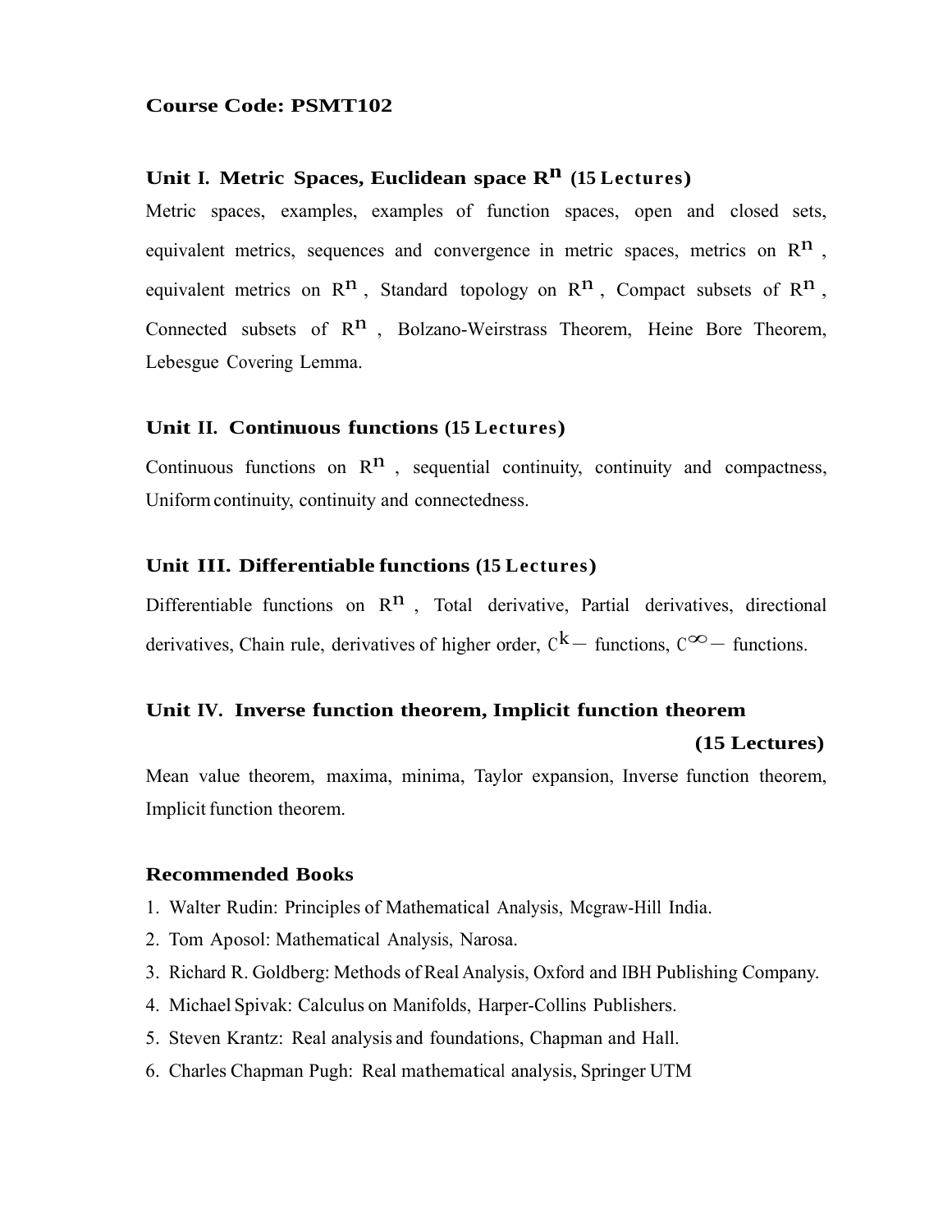**Course Code: PSMT102**

## Unit I. Metric Spaces, Euclidean space $R^n$ (15 Lectures)

Metric spaces, examples, examples of function spaces, open and closed sets, equivalent metrics, sequences and convergence in metric spaces, metrics on $R^n$, equivalent metrics on $R^n$, Standard topology on $R^n$, Compact subsets of $R^n$, Connected subsets of $R^n$, Bolzano-Weirstrass Theorem, Heine Bore Theorem, Lebesgue Covering Lemma.

## Unit II. Continuous functions (15 Lectures)

Continuous functions on $R^n$, sequential continuity, continuity and compactness, Uniform continuity, continuity and connectedness.

## Unit III. Differentiable functions (15 Lectures)

Differentiable functions on $R^n$, Total derivative, Partial derivatives, directional derivatives, Chain rule, derivatives of higher order, $C^k-$ functions, $C^\infty-$ functions.

## Unit IV. Inverse function theorem, Implicit function theorem (15 Lectures)

Mean value theorem, maxima, minima, Taylor expansion, Inverse function theorem, Implicit function theorem.

### Recommended Books

1. Walter Rudin: Principles of Mathematical Analysis, Mcgraw-Hill India.
2. Tom Aposol: Mathematical Analysis, Narosa.
3. Richard R. Goldberg: Methods of Real Analysis, Oxford and IBH Publishing Company.
4. Michael Spivak: Calculus on Manifolds, Harper-Collins Publishers.
5. Steven Krantz: Real analysis and foundations, Chapman and Hall.
6. Charles Chapman Pugh: Real mathematical analysis, Springer UTM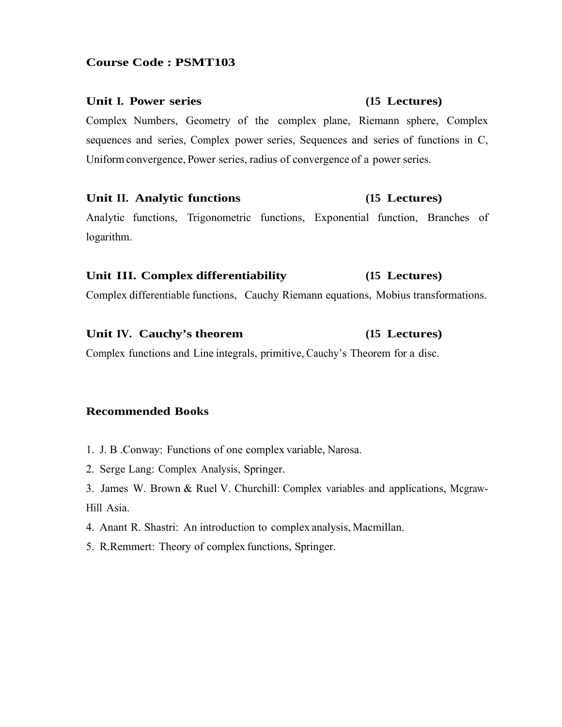**Course Code : PSMT103**

**Unit I. Power series (15 Lectures)**

Complex Numbers, Geometry of the complex plane, Riemann sphere, Complex sequences and series, Complex power series, Sequences and series of functions in C, Uniform convergence, Power series, radius of convergence of a power series.

**Unit II. Analytic functions (15 Lectures)**

Analytic functions, Trigonometric functions, Exponential function, Branches of logarithm.

**Unit III. Complex differentiability (15 Lectures)**

Complex differentiable functions, Cauchy Riemann equations, Mobius transformations.

**Unit IV. Cauchy's theorem (15 Lectures)**

Complex functions and Line integrals, primitive, Cauchy's Theorem for a disc.

**Recommended Books**

1. J. B .Conway: Functions of one complex variable, Narosa.
2. Serge Lang: Complex Analysis, Springer.
3. James W. Brown & Ruel V. Churchill: Complex variables and applications, Mcgraw-Hill Asia.
4. Anant R. Shastri: An introduction to complex analysis, Macmillan.
5. R.Remmert: Theory of complex functions, Springer.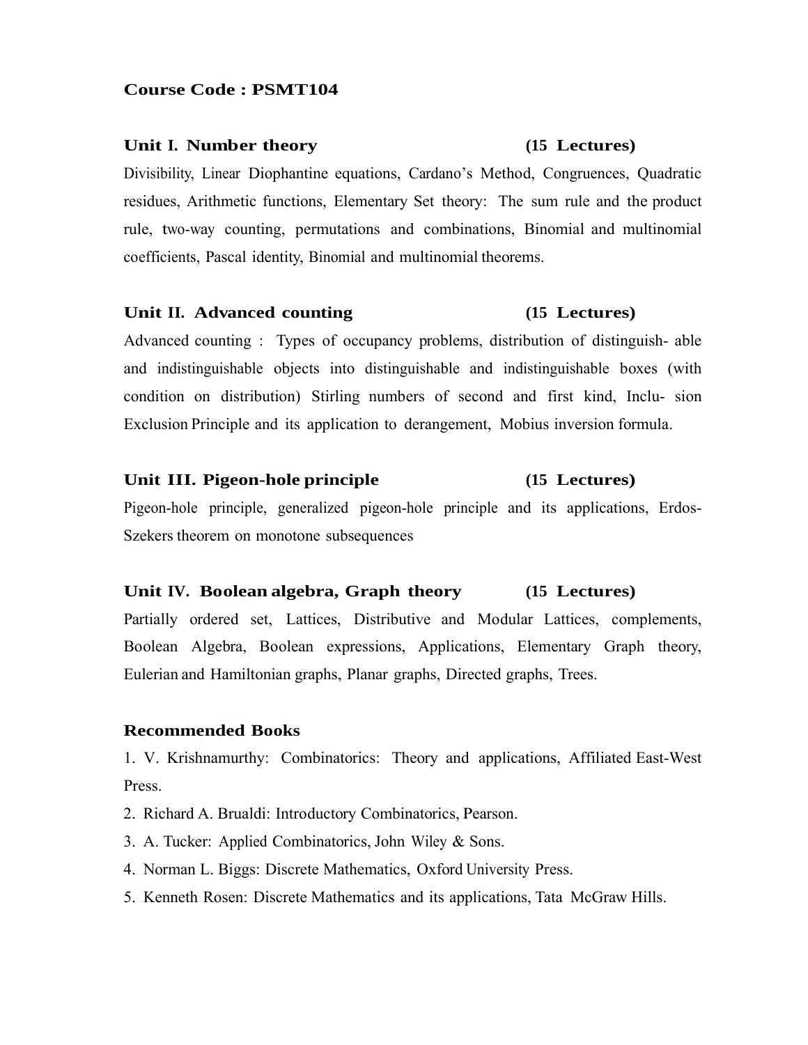**Course Code : PSMT104**

**Unit I. Number theory (15 Lectures)**

Divisibility, Linear Diophantine equations, Cardano's Method, Congruences, Quadratic residues, Arithmetic functions, Elementary Set theory: The sum rule and the product rule, two-way counting, permutations and combinations, Binomial and multinomial coefficients, Pascal identity, Binomial and multinomial theorems.

**Unit II. Advanced counting (15 Lectures)**

Advanced counting : Types of occupancy problems, distribution of distinguish- able and indistinguishable objects into distinguishable and indistinguishable boxes (with condition on distribution) Stirling numbers of second and first kind, Inclu- sion Exclusion Principle and its application to derangement, Mobius inversion formula.

**Unit III. Pigeon-hole principle (15 Lectures)**

Pigeon-hole principle, generalized pigeon-hole principle and its applications, Erdos-Szekers theorem on monotone subsequences

**Unit IV. Boolean algebra, Graph theory (15 Lectures)**

Partially ordered set, Lattices, Distributive and Modular Lattices, complements, Boolean Algebra, Boolean expressions, Applications, Elementary Graph theory, Eulerian and Hamiltonian graphs, Planar graphs, Directed graphs, Trees.

**Recommended Books**

1. V. Krishnamurthy: Combinatorics: Theory and applications, Affiliated East-West Press.
2. Richard A. Brualdi: Introductory Combinatorics, Pearson.
3. A. Tucker: Applied Combinatorics, John Wiley & Sons.
4. Norman L. Biggs: Discrete Mathematics, Oxford University Press.
5. Kenneth Rosen: Discrete Mathematics and its applications, Tata McGraw Hills.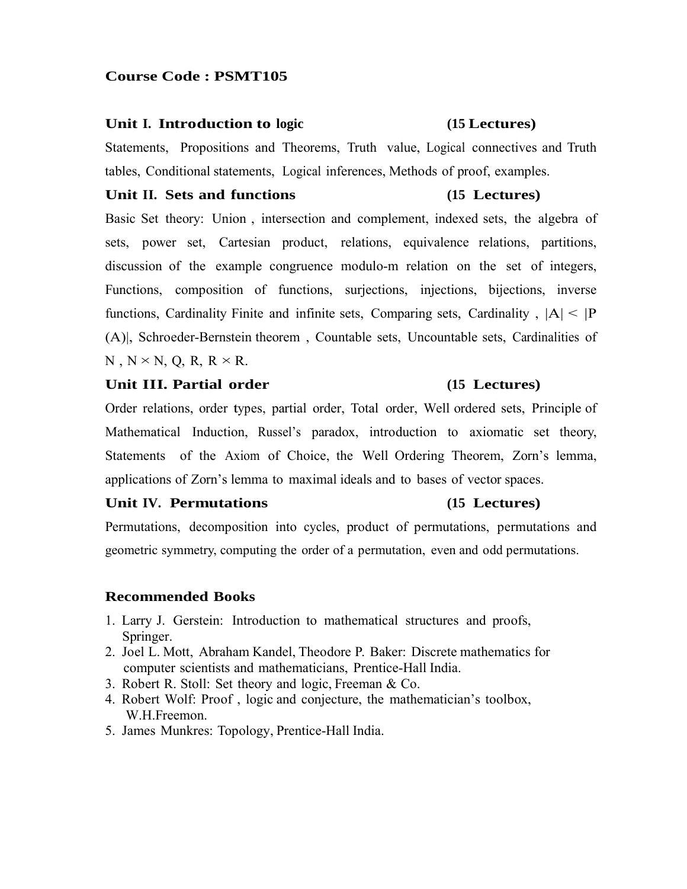**Course Code : PSMT105**

### Unit I. Introduction to logic (15 Lectures)

Statements, Propositions and Theorems, Truth value, Logical connectives and Truth tables, Conditional statements, Logical inferences, Methods of proof, examples.

### Unit II. Sets and functions (15 Lectures)

Basic Set theory: Union , intersection and complement, indexed sets, the algebra of sets, power set, Cartesian product, relations, equivalence relations, partitions, discussion of the example congruence modulo-m relation on the set of integers, Functions, composition of functions, surjections, injections, bijections, inverse functions, Cardinality Finite and infinite sets, Comparing sets, Cardinality , $|A| < |P(A)|$, Schroeder-Bernstein theorem , Countable sets, Uncountable sets, Cardinalities of $N$ , $N \times N$, $Q$, $R$, $R \times R$.

### Unit III. Partial order (15 Lectures)

Order relations, order types, partial order, Total order, Well ordered sets, Principle of Mathematical Induction, Russel's paradox, introduction to axiomatic set theory, Statements of the Axiom of Choice, the Well Ordering Theorem, Zorn's lemma, applications of Zorn's lemma to maximal ideals and to bases of vector spaces.

### Unit IV. Permutations (15 Lectures)

Permutations, decomposition into cycles, product of permutations, permutations and geometric symmetry, computing the order of a permutation, even and odd permutations.

### Recommended Books

1. Larry J. Gerstein: Introduction to mathematical structures and proofs, Springer.
2. Joel L. Mott, Abraham Kandel, Theodore P. Baker: Discrete mathematics for computer scientists and mathematicians, Prentice-Hall India.
3. Robert R. Stoll: Set theory and logic, Freeman & Co.
4. Robert Wolf: Proof , logic and conjecture, the mathematician's toolbox, W.H.Freemon.
5. James Munkres: Topology, Prentice-Hall India.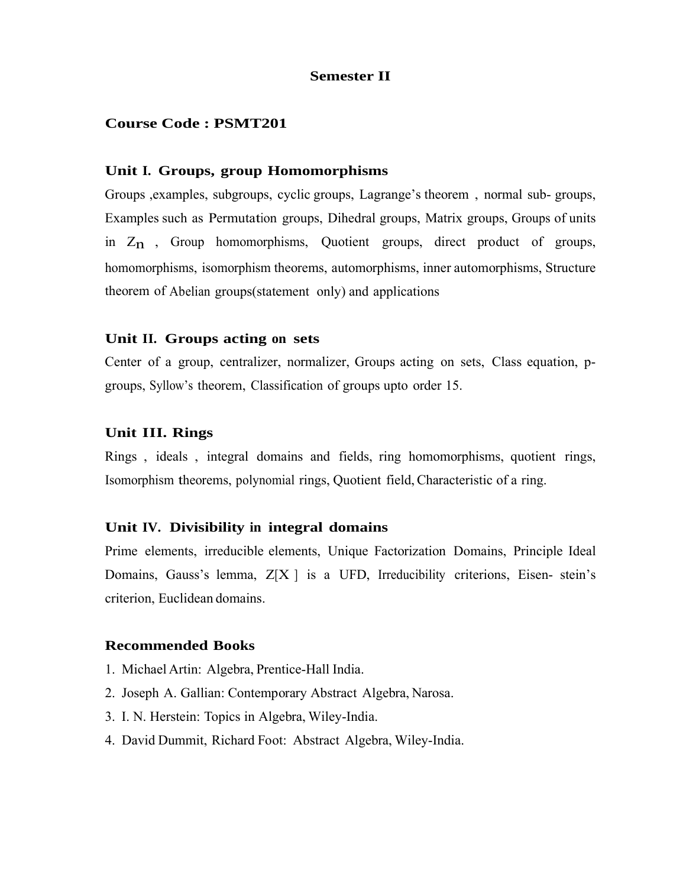## Semester II

### Course Code : PSMT201

#### Unit I. Groups, group Homomorphisms

Groups ,examples, subgroups, cyclic groups, Lagrange's theorem , normal sub- groups, Examples such as Permutation groups, Dihedral groups, Matrix groups, Groups of units in $Z_n$ , Group homomorphisms, Quotient groups, direct product of groups, homomorphisms, isomorphism theorems, automorphisms, inner automorphisms, Structure theorem of Abelian groups(statement only) and applications

#### Unit II. Groups acting on sets

Center of a group, centralizer, normalizer, Groups acting on sets, Class equation, p-groups, Syllow's theorem, Classification of groups upto order 15.

#### Unit III. Rings

Rings , ideals , integral domains and fields, ring homomorphisms, quotient rings, Isomorphism theorems, polynomial rings, Quotient field, Characteristic of a ring.

#### Unit IV. Divisibility in integral domains

Prime elements, irreducible elements, Unique Factorization Domains, Principle Ideal Domains, Gauss's lemma, $Z[X]$ is a UFD, Irreducibility criterions, Eisen- stein's criterion, Euclidean domains.

#### Recommended Books

1. Michael Artin: Algebra, Prentice-Hall India.
2. Joseph A. Gallian: Contemporary Abstract Algebra, Narosa.
3. I. N. Herstein: Topics in Algebra, Wiley-India.
4. David Dummit, Richard Foot: Abstract Algebra, Wiley-India.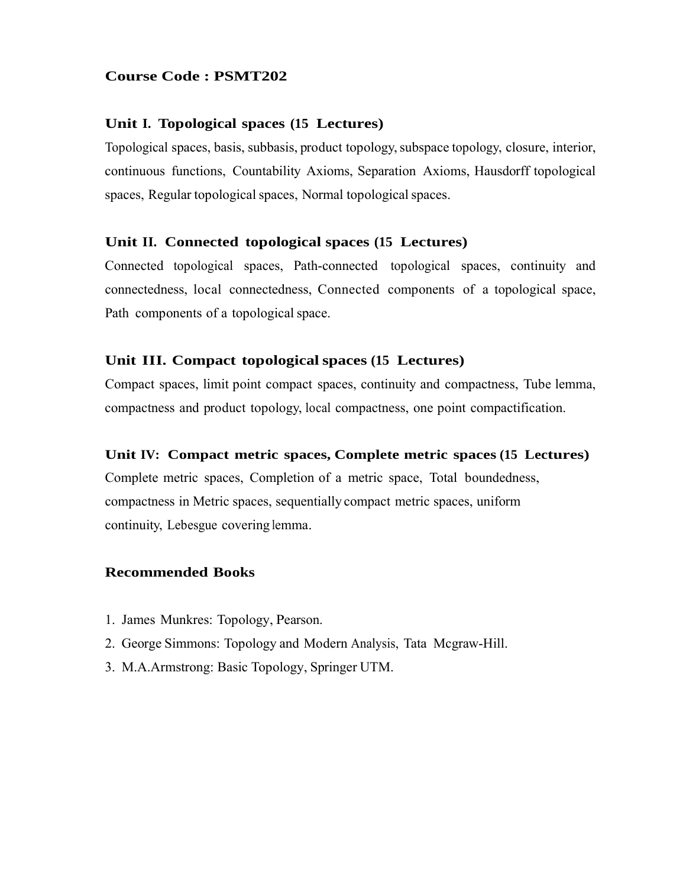**Course Code : PSMT202**

### Unit I. Topological spaces (15 Lectures)

Topological spaces, basis, subbasis, product topology, subspace topology, closure, interior, continuous functions, Countability Axioms, Separation Axioms, Hausdorff topological spaces, Regular topological spaces, Normal topological spaces.

### Unit II. Connected topological spaces (15 Lectures)

Connected topological spaces, Path-connected topological spaces, continuity and connectedness, local connectedness, Connected components of a topological space, Path components of a topological space.

### Unit III. Compact topological spaces (15 Lectures)

Compact spaces, limit point compact spaces, continuity and compactness, Tube lemma, compactness and product topology, local compactness, one point compactification.

### Unit IV: Compact metric spaces, Complete metric spaces (15 Lectures)

Complete metric spaces, Completion of a metric space, Total boundedness, compactness in Metric spaces, sequentially compact metric spaces, uniform continuity, Lebesgue covering lemma.

### Recommended Books

1. James Munkres: Topology, Pearson.
2. George Simmons: Topology and Modern Analysis, Tata Mcgraw-Hill.
3. M.A.Armstrong: Basic Topology, Springer UTM.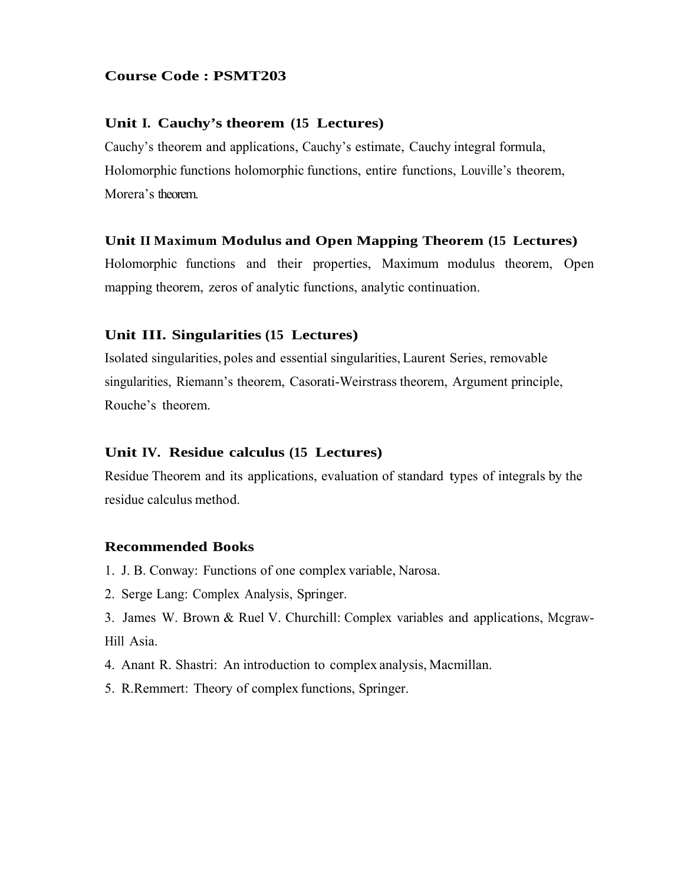**Course Code : PSMT203**

### Unit I. Cauchy's theorem (15 Lectures)

Cauchy's theorem and applications, Cauchy's estimate, Cauchy integral formula, Holomorphic functions holomorphic functions, entire functions, Louville's theorem, Morera's theorem.

### Unit II Maximum Modulus and Open Mapping Theorem (15 Lectures)

Holomorphic functions and their properties, Maximum modulus theorem, Open mapping theorem, zeros of analytic functions, analytic continuation.

### Unit III. Singularities (15 Lectures)

Isolated singularities, poles and essential singularities, Laurent Series, removable singularities, Riemann's theorem, Casorati-Weirstrass theorem, Argument principle, Rouche's theorem.

### Unit IV. Residue calculus (15 Lectures)

Residue Theorem and its applications, evaluation of standard types of integrals by the residue calculus method.

### Recommended Books

1. J. B. Conway: Functions of one complex variable, Narosa.
2. Serge Lang: Complex Analysis, Springer.
3. James W. Brown & Ruel V. Churchill: Complex variables and applications, Mcgraw-Hill Asia.
4. Anant R. Shastri: An introduction to complex analysis, Macmillan.
5. R.Remmert: Theory of complex functions, Springer.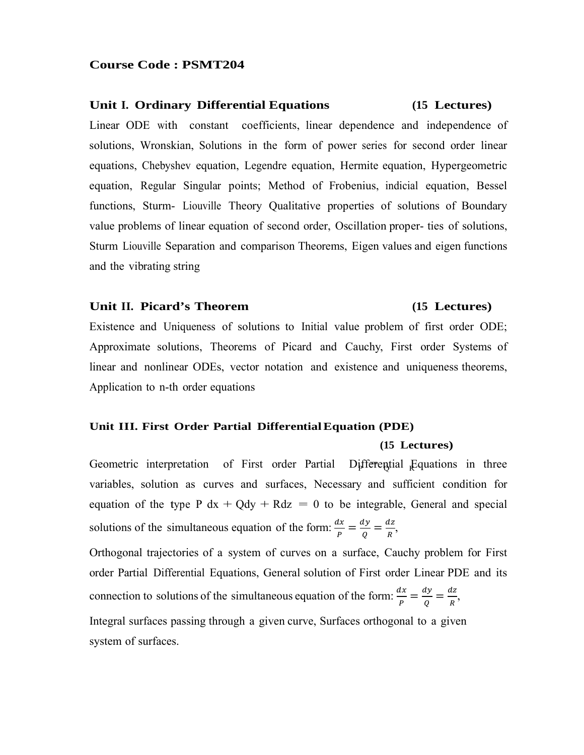**Course Code : PSMT204**

**Unit I. Ordinary Differential Equations (15 Lectures)**

Linear ODE with constant coefficients, linear dependence and independence of solutions, Wronskian, Solutions in the form of power series for second order linear equations, Chebyshev equation, Legendre equation, Hermite equation, Hypergeometric equation, Regular Singular points; Method of Frobenius, indicial equation, Bessel functions, Sturm- Liouville Theory Qualitative properties of solutions of Boundary value problems of linear equation of second order, Oscillation proper- ties of solutions, Sturm Liouville Separation and comparison Theorems, Eigen values and eigen functions and the vibrating string

**Unit II. Picard's Theorem (15 Lectures)**

Existence and Uniqueness of solutions to Initial value problem of first order ODE; Approximate solutions, Theorems of Picard and Cauchy, First order Systems of linear and nonlinear ODEs, vector notation and existence and uniqueness theorems, Application to n-th order equations

**Unit III. First Order Partial Differential Equation (PDE) (15 Lectures)**

Geometric interpretation of First order Partial Differential Equations in three variables, solution as curves and surfaces, Necessary and sufficient condition for equation of the type P dx + Qdy + Rdz = 0 to be integrable, General and special solutions of the simultaneous equation of the form: $\frac{dx}{P} = \frac{dy}{Q} = \frac{dz}{R}$,

Orthogonal trajectories of a system of curves on a surface, Cauchy problem for First order Partial Differential Equations, General solution of First order Linear PDE and its connection to solutions of the simultaneous equation of the form: $\frac{dx}{P} = \frac{dy}{Q} = \frac{dz}{R}$,

Integral surfaces passing through a given curve, Surfaces orthogonal to a given system of surfaces.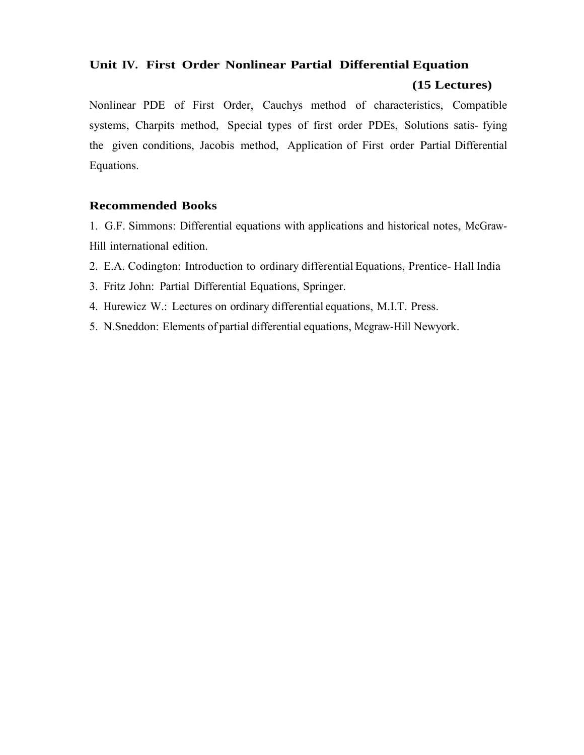### Unit IV. First Order Nonlinear Partial Differential Equation (15 Lectures)

Nonlinear PDE of First Order, Cauchys method of characteristics, Compatible systems, Charpits method, Special types of first order PDEs, Solutions satis- fying the given conditions, Jacobis method, Application of First order Partial Differential Equations.

### Recommended Books

1. G.F. Simmons: Differential equations with applications and historical notes, McGraw-Hill international edition.
2. E.A. Codington: Introduction to ordinary differential Equations, Prentice- Hall India
3. Fritz John: Partial Differential Equations, Springer.
4. Hurewicz W.: Lectures on ordinary differential equations, M.I.T. Press.
5. N.Sneddon: Elements of partial differential equations, Mcgraw-Hill Newyork.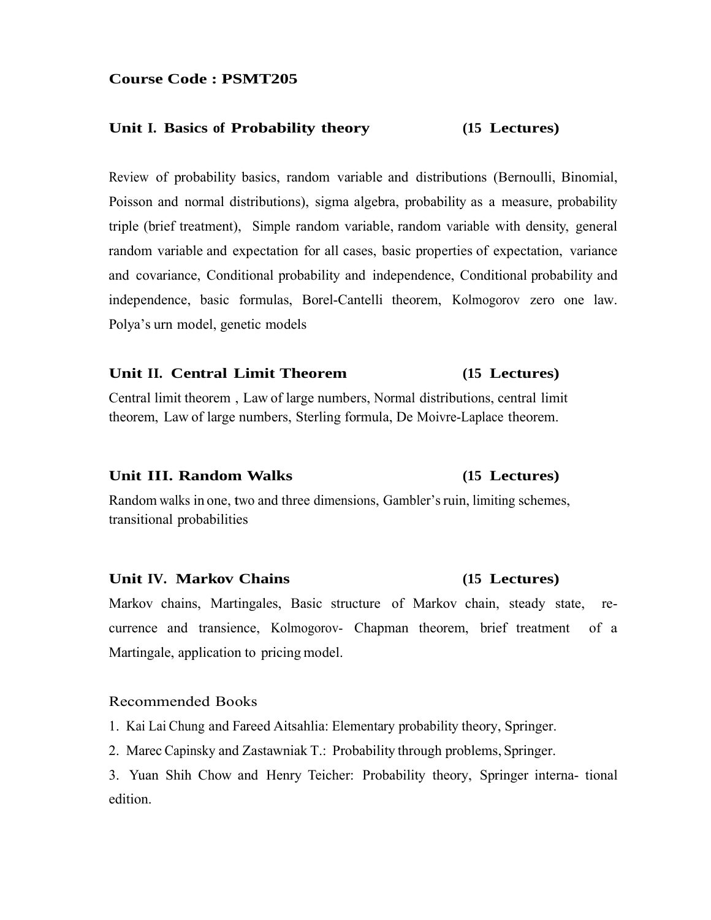**Course Code : PSMT205**

### Unit I. Basics of Probability theory (15 Lectures)

Review of probability basics, random variable and distributions (Bernoulli, Binomial, Poisson and normal distributions), sigma algebra, probability as a measure, probability triple (brief treatment), Simple random variable, random variable with density, general random variable and expectation for all cases, basic properties of expectation, variance and covariance, Conditional probability and independence, Conditional probability and independence, basic formulas, Borel-Cantelli theorem, Kolmogorov zero one law. Polya's urn model, genetic models

### Unit II. Central Limit Theorem (15 Lectures)

Central limit theorem , Law of large numbers, Normal distributions, central limit theorem, Law of large numbers, Sterling formula, De Moivre-Laplace theorem.

### Unit III. Random Walks (15 Lectures)

Random walks in one, two and three dimensions, Gambler's ruin, limiting schemes, transitional probabilities

### Unit IV. Markov Chains (15 Lectures)

Markov chains, Martingales, Basic structure of Markov chain, steady state, re-currence and transience, Kolmogorov- Chapman theorem, brief treatment of a Martingale, application to pricing model.

Recommended Books

1. Kai Lai Chung and Fareed Aitsahlia: Elementary probability theory, Springer.
2. Marec Capinsky and Zastawniak T.: Probability through problems, Springer.
3. Yuan Shih Chow and Henry Teicher: Probability theory, Springer interna- tional edition.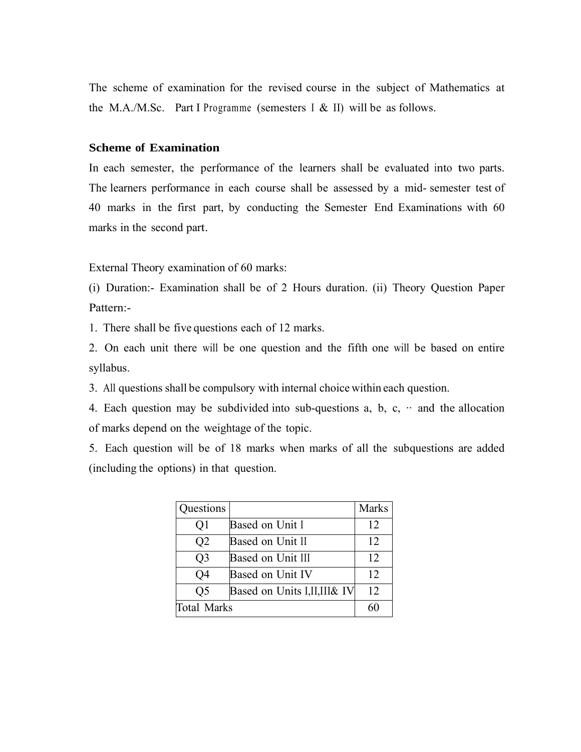The scheme of examination for the revised course in the subject of Mathematics at the M.A./M.Sc. Part I Programme (semesters I & II) will be as follows.

### Scheme of Examination

In each semester, the performance of the learners shall be evaluated into two parts. The learners performance in each course shall be assessed by a mid- semester test of 40 marks in the first part, by conducting the Semester End Examinations with 60 marks in the second part.

External Theory examination of 60 marks:

(i) Duration:- Examination shall be of 2 Hours duration. (ii) Theory Question Paper Pattern:-

1. There shall be five questions each of 12 marks.
2. On each unit there will be one question and the fifth one will be based on entire syllabus.
3. All questions shall be compulsory with internal choice within each question.
4. Each question may be subdivided into sub-questions a, b, c, ·· and the allocation of marks depend on the weightage of the topic.
5. Each question will be of 18 marks when marks of all the subquestions are added (including the options) in that question.

| Questions | | Marks |
|---|---|---|
| Q1 | Based on Unit I | 12 |
| Q2 | Based on Unit II | 12 |
| Q3 | Based on Unit III | 12 |
| Q4 | Based on Unit IV | 12 |
| Q5 | Based on Units I,II,III& IV | 12 |
| Total Marks | | 60 |